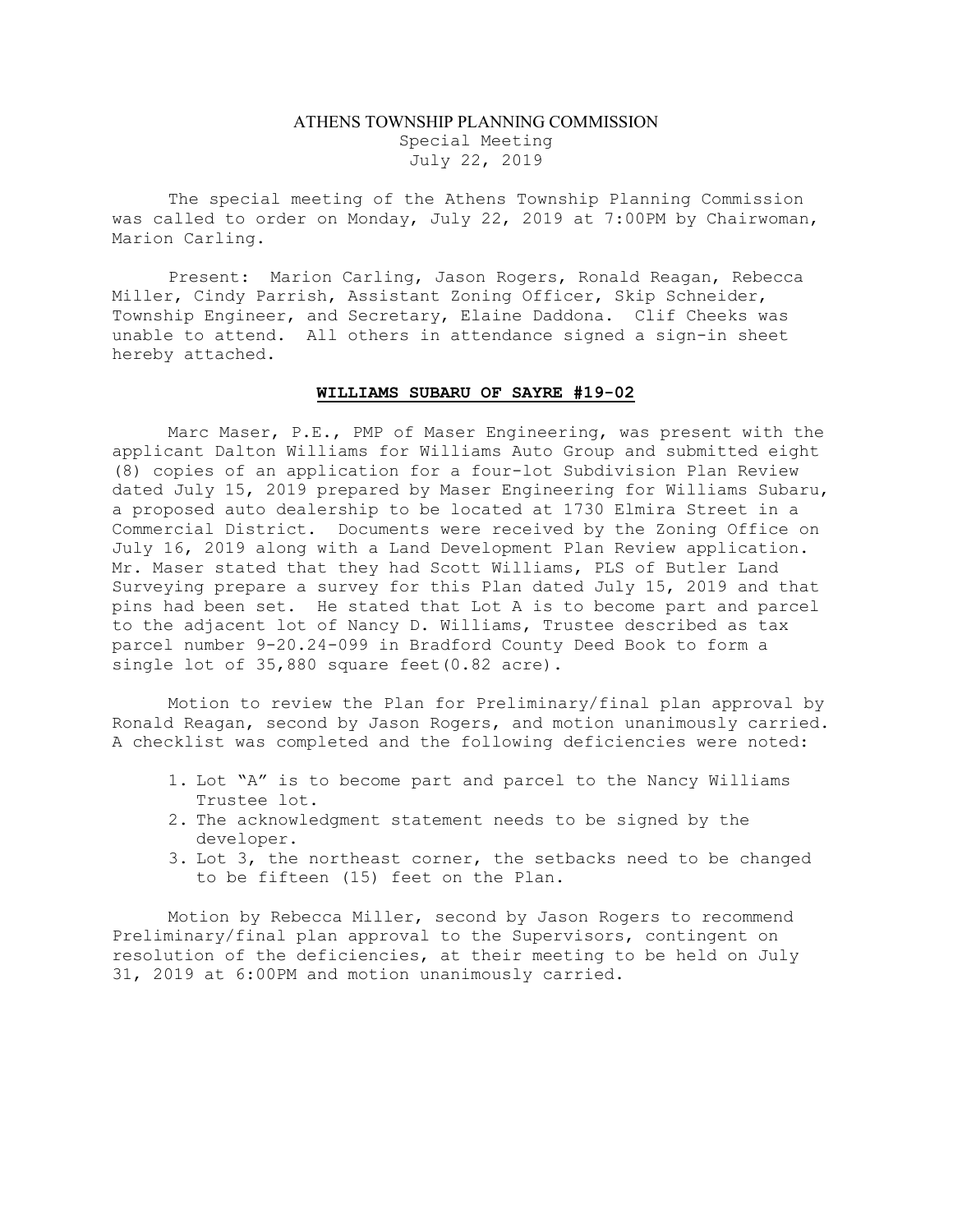# ATHENS TOWNSHIP PLANNING COMMISSION

Special Meeting

July 22, 2019

The special meeting of the Athens Township Planning Commission was called to order on Monday, July 22, 2019 at 7:00PM by Chairwoman, Marion Carling.

Present: Marion Carling, Jason Rogers, Ronald Reagan, Rebecca Miller, Cindy Parrish, Assistant Zoning Officer, Skip Schneider, Township Engineer, and Secretary, Elaine Daddona. Clif Cheeks was unable to attend. All others in attendance signed a sign-in sheet hereby attached.

## **WILLIAMS SUBARU OF SAYRE #19-02**

Marc Maser, P.E., PMP of Maser Engineering, was present with the applicant Dalton Williams for Williams Auto Group and submitted eight (8) copies of an application for a four-lot Subdivision Plan Review dated July 15, 2019 prepared by Maser Engineering for Williams Subaru, a proposed auto dealership to be located at 1730 Elmira Street in a Commercial District. Documents were received by the Zoning Office on July 16, 2019 along with a Land Development Plan Review application. Mr. Maser stated that they had Scott Williams, PLS of Butler Land Surveying prepare a survey for this Plan dated July 15, 2019 and that pins had been set. He stated that Lot A is to become part and parcel to the adjacent lot of Nancy D. Williams, Trustee described as tax parcel number 9-20.24-099 in Bradford County Deed Book to form a single lot of 35,880 square feet(0.82 acre).

Motion to review the Plan for Preliminary/final plan approval by Ronald Reagan, second by Jason Rogers, and motion unanimously carried. A checklist was completed and the following deficiencies were noted:

1. Lot "A" is to become part and parcel to the Nancy Williams Trustee lot.
2. The acknowledgment statement needs to be signed by the developer.
3. Lot 3, the northeast corner, the setbacks need to be changed to be fifteen (15) feet on the Plan.

Motion by Rebecca Miller, second by Jason Rogers to recommend Preliminary/final plan approval to the Supervisors, contingent on resolution of the deficiencies, at their meeting to be held on July 31, 2019 at 6:00PM and motion unanimously carried.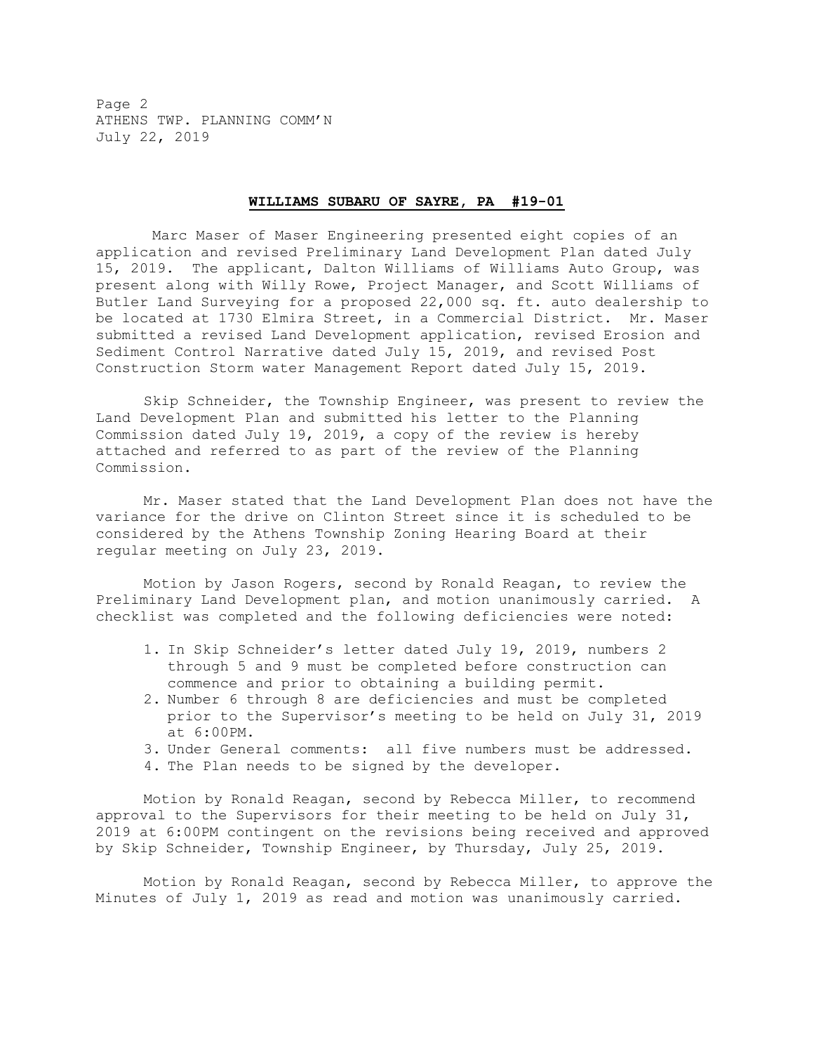## WILLIAMS SUBARU OF SAYRE, PA #19-01

Marc Maser of Maser Engineering presented eight copies of an application and revised Preliminary Land Development Plan dated July 15, 2019. The applicant, Dalton Williams of Williams Auto Group, was present along with Willy Rowe, Project Manager, and Scott Williams of Butler Land Surveying for a proposed 22,000 sq. ft. auto dealership to be located at 1730 Elmira Street, in a Commercial District. Mr. Maser submitted a revised Land Development application, revised Erosion and Sediment Control Narrative dated July 15, 2019, and revised Post Construction Storm water Management Report dated July 15, 2019.

Skip Schneider, the Township Engineer, was present to review the Land Development Plan and submitted his letter to the Planning Commission dated July 19, 2019, a copy of the review is hereby attached and referred to as part of the review of the Planning Commission.

Mr. Maser stated that the Land Development Plan does not have the variance for the drive on Clinton Street since it is scheduled to be considered by the Athens Township Zoning Hearing Board at their regular meeting on July 23, 2019.

Motion by Jason Rogers, second by Ronald Reagan, to review the Preliminary Land Development plan, and motion unanimously carried. A checklist was completed and the following deficiencies were noted:

1. In Skip Schneider's letter dated July 19, 2019, numbers 2 through 5 and 9 must be completed before construction can commence and prior to obtaining a building permit.
2. Number 6 through 8 are deficiencies and must be completed prior to the Supervisor's meeting to be held on July 31, 2019 at 6:00PM.
3. Under General comments: all five numbers must be addressed.
4. The Plan needs to be signed by the developer.

Motion by Ronald Reagan, second by Rebecca Miller, to recommend approval to the Supervisors for their meeting to be held on July 31, 2019 at 6:00PM contingent on the revisions being received and approved by Skip Schneider, Township Engineer, by Thursday, July 25, 2019.

Motion by Ronald Reagan, second by Rebecca Miller, to approve the Minutes of July 1, 2019 as read and motion was unanimously carried.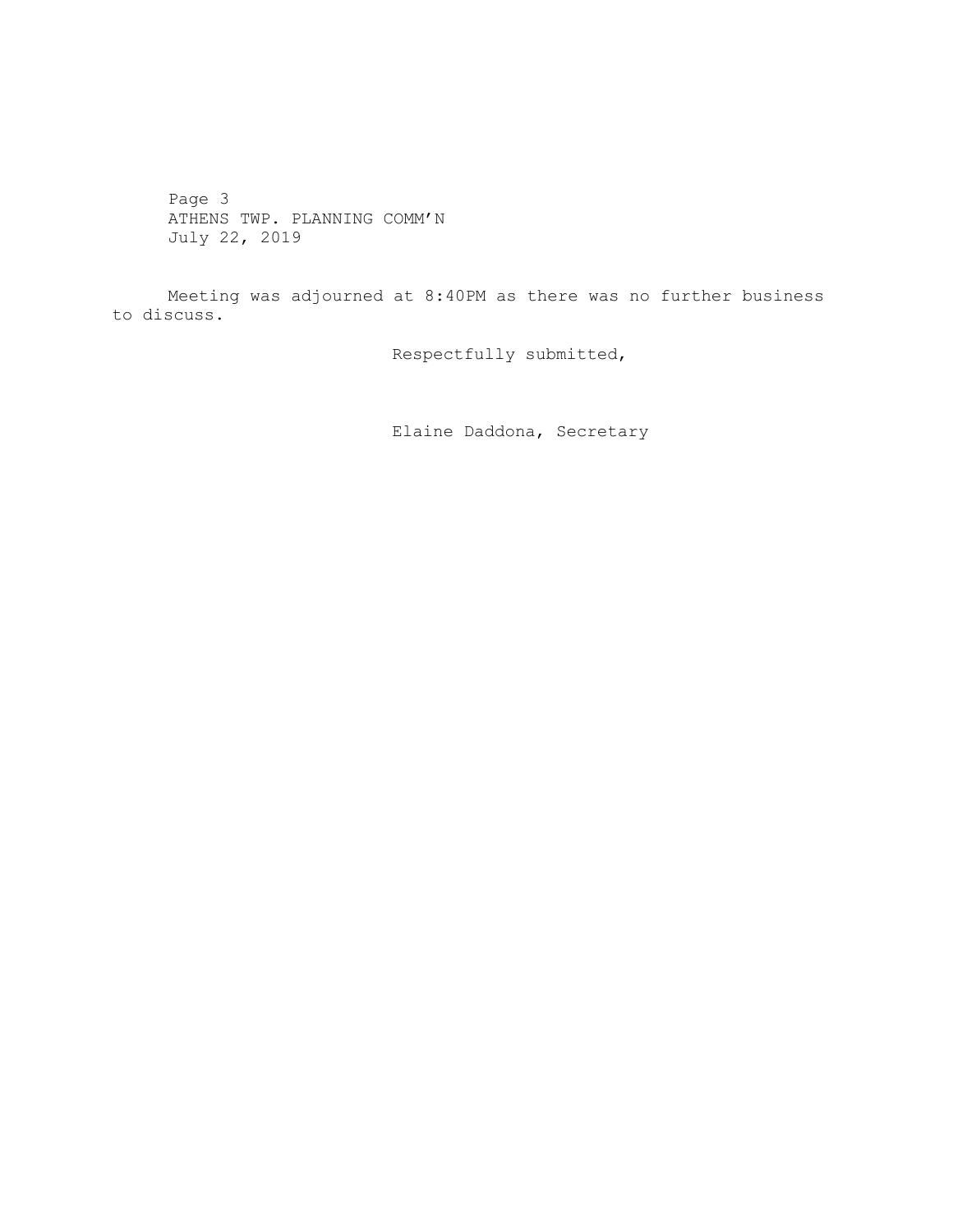Meeting was adjourned at 8:40PM as there was no further business to discuss.

Respectfully submitted,

Elaine Daddona, Secretary